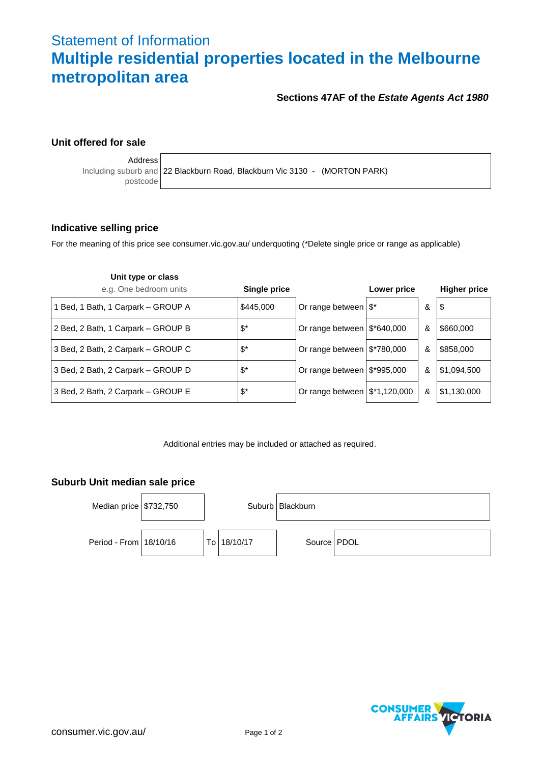# Statement of Information

## Multiple residential properties located in the Melbourne metropolitan area

**Sections 47AF of the *Estate Agents Act 1980***

### Unit offered for sale

| Address<br>Including suburb and postcode | 22 Blackburn Road, Blackburn Vic 3130 - (MORTON PARK) |
|---|---|

### Indicative selling price

For the meaning of this price see consumer.vic.gov.au/ underquoting (*Delete single price or range as applicable)

| Unit type or class<br>e.g. One bedroom units | Single price | | Lower price | | Higher price |
|---|---|---|---|---|---|
| 1 Bed, 1 Bath, 1 Carpark – GROUP A | $445,000 | Or range between | $* | & | $ |
| 2 Bed, 2 Bath, 1 Carpark – GROUP B | $* | Or range between | $*640,000 | & | $660,000 |
| 3 Bed, 2 Bath, 2 Carpark – GROUP C | $* | Or range between | $*780,000 | & | $858,000 |
| 3 Bed, 2 Bath, 2 Carpark – GROUP D | $* | Or range between | $*995,000 | & | $1,094,500 |
| 3 Bed, 2 Bath, 2 Carpark – GROUP E | $* | Or range between | $*1,120,000 | & | $1,130,000 |

Additional entries may be included or attached as required.

### Suburb Unit median sale price

| Median price | $732,750 | | Suburb | Blackburn |
|---|---|---|---|---|
| Period - From | 18/10/16 | To 18/10/17 | Source | PDOL |

consumer.vic.gov.au/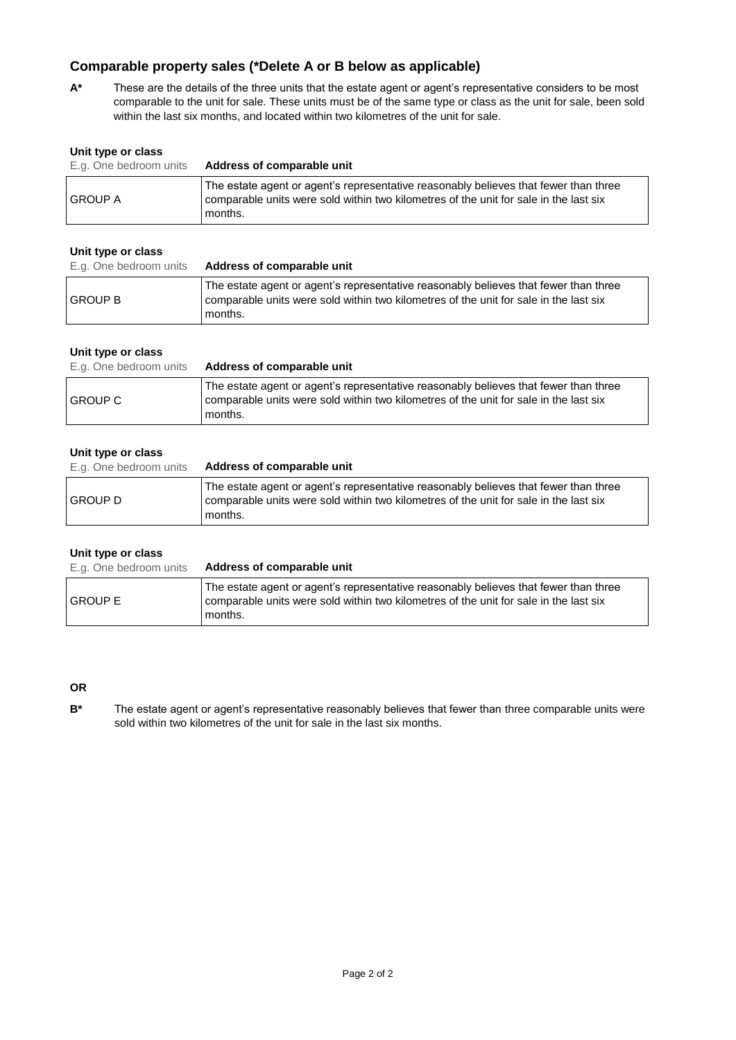## Comparable property sales (*Delete A or B below as applicable)

**A*** These are the details of the three units that the estate agent or agent's representative considers to be most comparable to the unit for sale. These units must be of the same type or class as the unit for sale, been sold within the last six months, and located within two kilometres of the unit for sale.

**Unit type or class**

| E.g. One bedroom units | **Address of comparable unit** |
|---|---|
| GROUP A | The estate agent or agent's representative reasonably believes that fewer than three comparable units were sold within two kilometres of the unit for sale in the last six months. |

**Unit type or class**

| E.g. One bedroom units | **Address of comparable unit** |
|---|---|
| GROUP B | The estate agent or agent's representative reasonably believes that fewer than three comparable units were sold within two kilometres of the unit for sale in the last six months. |

**Unit type or class**

| E.g. One bedroom units | **Address of comparable unit** |
|---|---|
| GROUP C | The estate agent or agent's representative reasonably believes that fewer than three comparable units were sold within two kilometres of the unit for sale in the last six months. |

**Unit type or class**

| E.g. One bedroom units | **Address of comparable unit** |
|---|---|
| GROUP D | The estate agent or agent's representative reasonably believes that fewer than three comparable units were sold within two kilometres of the unit for sale in the last six months. |

**Unit type or class**

| E.g. One bedroom units | **Address of comparable unit** |
|---|---|
| GROUP E | The estate agent or agent's representative reasonably believes that fewer than three comparable units were sold within two kilometres of the unit for sale in the last six months. |

**OR**

**B*** The estate agent or agent's representative reasonably believes that fewer than three comparable units were sold within two kilometres of the unit for sale in the last six months.